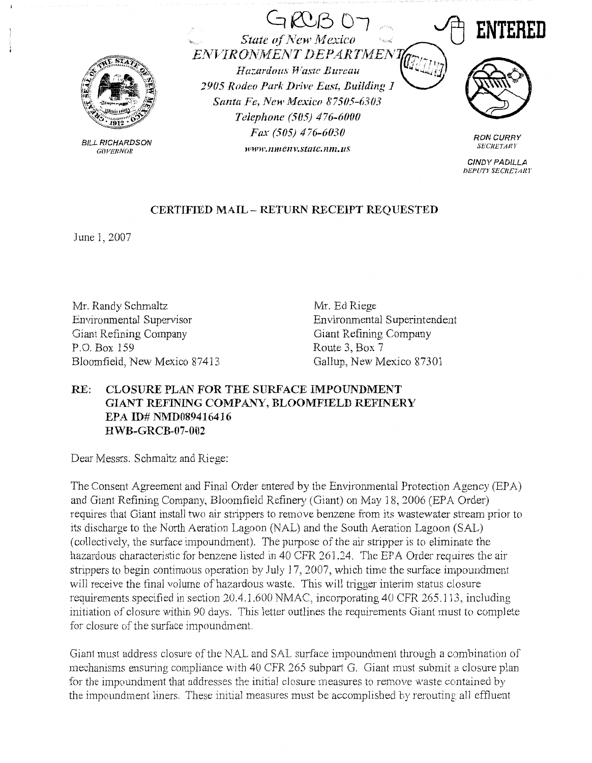GRCB 07

ENTERED

*State of New Mexico*
*ENVIRONMENT DEPARTMENT*
*Hazardous Waste Bureau*
*2905 Rodeo Park Drive East, Building 1*
*Santa Fe, New Mexico 87505-6303*
*Telephone (505) 476-6000*
*Fax (505) 476-6030*
*www.nmenv.state.nm.us*

BILL RICHARDSON
*GOVERNOR*

RON CURRY
*SECRETARY*

CINDY PADILLA
*DEPUTY SECRETARY*

**CERTIFIED MAIL – RETURN RECEIPT REQUESTED**

June 1, 2007

Mr. Randy Schmaltz
Environmental Supervisor
Giant Refining Company
P.O. Box 159
Bloomfield, New Mexico 87413

Mr. Ed Riege
Environmental Superintendent
Giant Refining Company
Route 3, Box 7
Gallup, New Mexico 87301

**RE: CLOSURE PLAN FOR THE SURFACE IMPOUNDMENT
GIANT REFINING COMPANY, BLOOMFIELD REFINERY
EPA ID# NMD089416416
HWB-GRCB-07-002**

Dear Messrs. Schmaltz and Riege:

The Consent Agreement and Final Order entered by the Environmental Protection Agency (EPA) and Giant Refining Company, Bloomfield Refinery (Giant) on May 18, 2006 (EPA Order) requires that Giant install two air strippers to remove benzene from its wastewater stream prior to its discharge to the North Aeration Lagoon (NAL) and the South Aeration Lagoon (SAL) (collectively, the surface impoundment). The purpose of the air stripper is to eliminate the hazardous characteristic for benzene listed in 40 CFR 261.24. The EPA Order requires the air strippers to begin continuous operation by July 17, 2007, which time the surface impoundment will receive the final volume of hazardous waste. This will trigger interim status closure requirements specified in section 20.4.1.600 NMAC, incorporating 40 CFR 265.113, including initiation of closure within 90 days. This letter outlines the requirements Giant must to complete for closure of the surface impoundment.

Giant must address closure of the NAL and SAL surface impoundment through a combination of mechanisms ensuring compliance with 40 CFR 265 subpart G. Giant must submit a closure plan for the impoundment that addresses the initial closure measures to remove waste contained by the impoundment liners. These initial measures must be accomplished by rerouting all effluent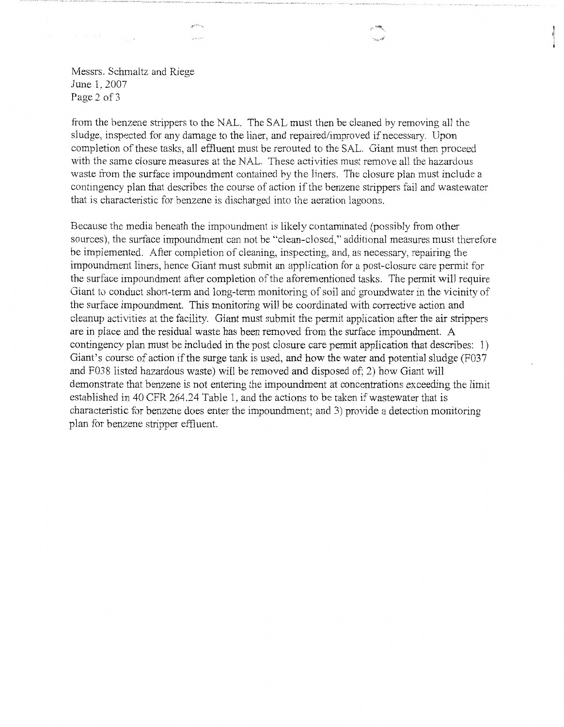from the benzene strippers to the NAL. The SAL must then be cleaned by removing all the sludge, inspected for any damage to the liner, and repaired/improved if necessary. Upon completion of these tasks, all effluent must be rerouted to the SAL. Giant must then proceed with the same closure measures at the NAL. These activities must remove all the hazardous waste from the surface impoundment contained by the liners. The closure plan must include a contingency plan that describes the course of action if the benzene strippers fail and wastewater that is characteristic for benzene is discharged into the aeration lagoons.

Because the media beneath the impoundment is likely contaminated (possibly from other sources), the surface impoundment can not be "clean-closed," additional measures must therefore be implemented. After completion of cleaning, inspecting, and, as necessary, repairing the impoundment liners, hence Giant must submit an application for a post-closure care permit for the surface impoundment after completion of the aforementioned tasks. The permit will require Giant to conduct short-term and long-term monitoring of soil and groundwater in the vicinity of the surface impoundment. This monitoring will be coordinated with corrective action and cleanup activities at the facility. Giant must submit the permit application after the air strippers are in place and the residual waste has been removed from the surface impoundment. A contingency plan must be included in the post closure care permit application that describes: 1) Giant's course of action if the surge tank is used, and how the water and potential sludge (F037 and F038 listed hazardous waste) will be removed and disposed of; 2) how Giant will demonstrate that benzene is not entering the impoundment at concentrations exceeding the limit established in 40 CFR 264.24 Table 1, and the actions to be taken if wastewater that is characteristic for benzene does enter the impoundment; and 3) provide a detection monitoring plan for benzene stripper effluent.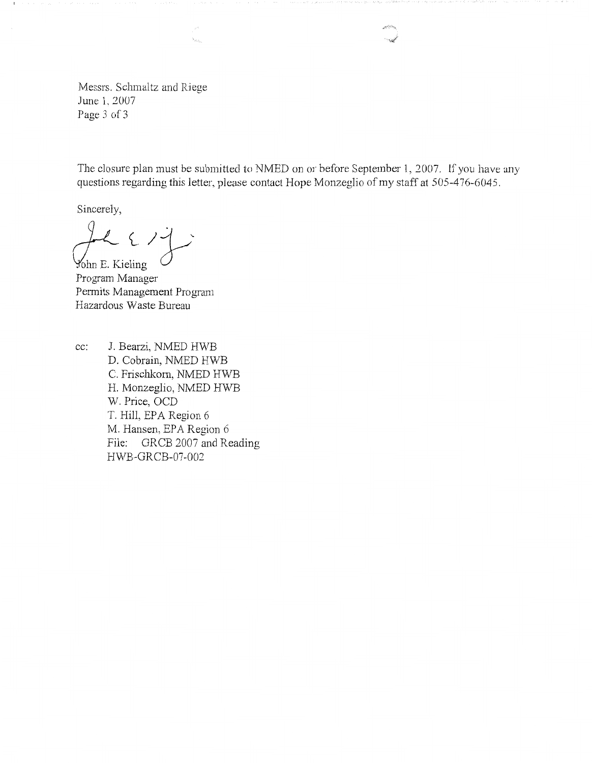The closure plan must be submitted to NMED on or before September 1, 2007. If you have any questions regarding this letter, please contact Hope Monzeglio of my staff at 505-476-6045.

Sincerely,

John E. Kieling
Program Manager
Permits Management Program
Hazardous Waste Bureau

cc: J. Bearzi, NMED HWB
D. Cobrain, NMED HWB
C. Frischkorn, NMED HWB
H. Monzeglio, NMED HWB
W. Price, OCD
T. Hill, EPA Region 6
M. Hansen, EPA Region 6
File: GRCB 2007 and Reading
HWB-GRCB-07-002